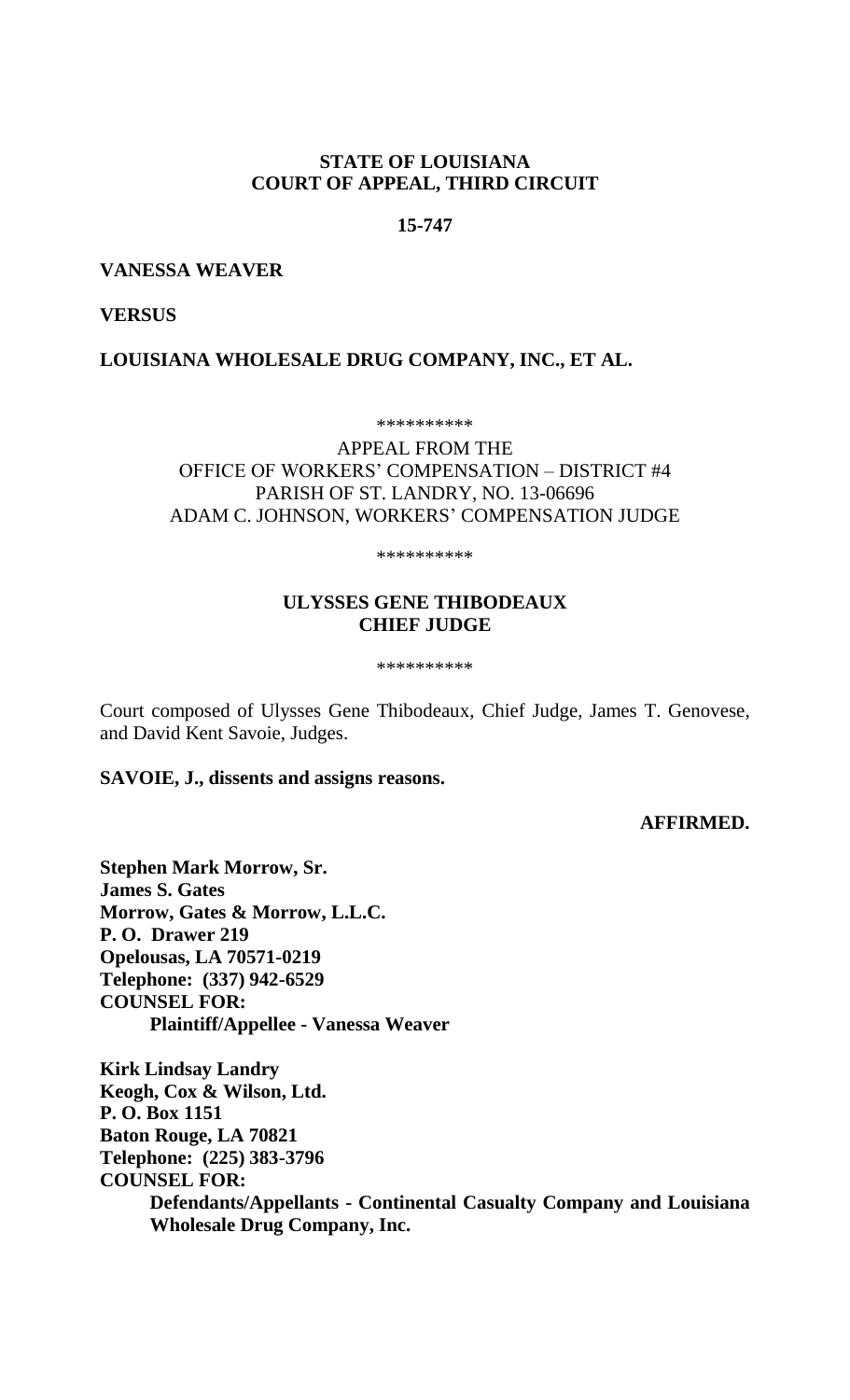**STATE OF LOUISIANA**
**COURT OF APPEAL, THIRD CIRCUIT**

**15-747**

**VANESSA WEAVER**

**VERSUS**

**LOUISIANA WHOLESALE DRUG COMPANY, INC., ET AL.**

\*\*\*\*\*\*\*\*\*\*

APPEAL FROM THE
OFFICE OF WORKERS' COMPENSATION – DISTRICT #4
PARISH OF ST. LANDRY, NO. 13-06696
ADAM C. JOHNSON, WORKERS' COMPENSATION JUDGE

\*\*\*\*\*\*\*\*\*\*

**ULYSSES GENE THIBODEAUX**
**CHIEF JUDGE**

\*\*\*\*\*\*\*\*\*\*

Court composed of Ulysses Gene Thibodeaux, Chief Judge, James T. Genovese, and David Kent Savoie, Judges.

**SAVOIE, J., dissents and assigns reasons.**

**AFFIRMED.**

**Stephen Mark Morrow, Sr.**
**James S. Gates**
**Morrow, Gates & Morrow, L.L.C.**
**P. O. Drawer 219**
**Opelousas, LA 70571-0219**
**Telephone: (337) 942-6529**
**COUNSEL FOR:**
**Plaintiff/Appellee - Vanessa Weaver**

**Kirk Lindsay Landry**
**Keogh, Cox & Wilson, Ltd.**
**P. O. Box 1151**
**Baton Rouge, LA 70821**
**Telephone: (225) 383-3796**
**COUNSEL FOR:**
**Defendants/Appellants - Continental Casualty Company and Louisiana Wholesale Drug Company, Inc.**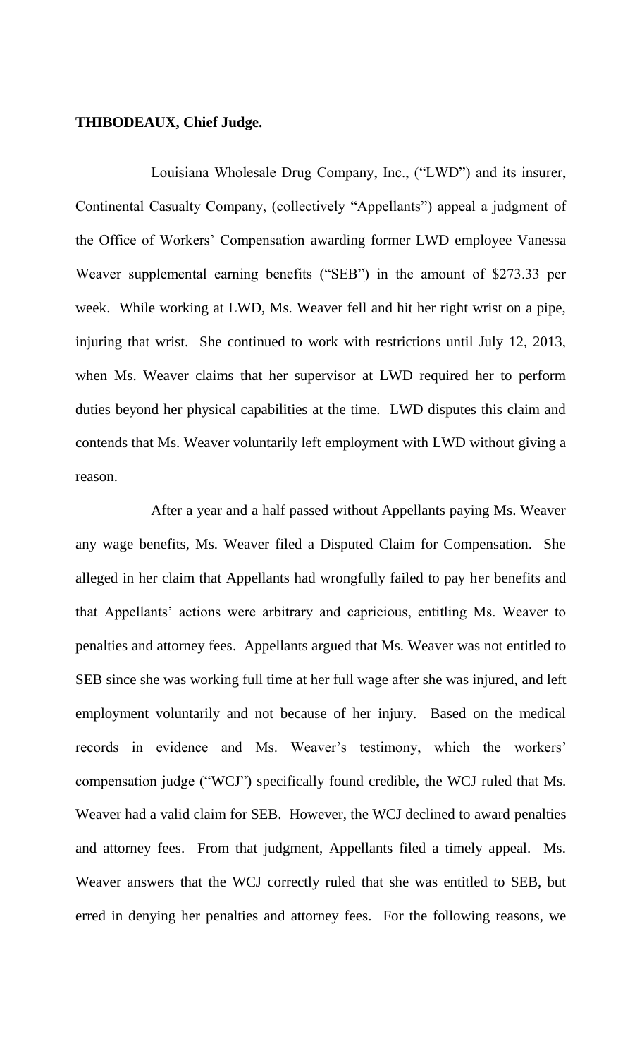**THIBODEAUX, Chief Judge.**

Louisiana Wholesale Drug Company, Inc., ("LWD") and its insurer, Continental Casualty Company, (collectively "Appellants") appeal a judgment of the Office of Workers' Compensation awarding former LWD employee Vanessa Weaver supplemental earning benefits ("SEB") in the amount of $273.33 per week. While working at LWD, Ms. Weaver fell and hit her right wrist on a pipe, injuring that wrist. She continued to work with restrictions until July 12, 2013, when Ms. Weaver claims that her supervisor at LWD required her to perform duties beyond her physical capabilities at the time. LWD disputes this claim and contends that Ms. Weaver voluntarily left employment with LWD without giving a reason.

After a year and a half passed without Appellants paying Ms. Weaver any wage benefits, Ms. Weaver filed a Disputed Claim for Compensation. She alleged in her claim that Appellants had wrongfully failed to pay her benefits and that Appellants' actions were arbitrary and capricious, entitling Ms. Weaver to penalties and attorney fees. Appellants argued that Ms. Weaver was not entitled to SEB since she was working full time at her full wage after she was injured, and left employment voluntarily and not because of her injury. Based on the medical records in evidence and Ms. Weaver's testimony, which the workers' compensation judge ("WCJ") specifically found credible, the WCJ ruled that Ms. Weaver had a valid claim for SEB. However, the WCJ declined to award penalties and attorney fees. From that judgment, Appellants filed a timely appeal. Ms. Weaver answers that the WCJ correctly ruled that she was entitled to SEB, but erred in denying her penalties and attorney fees. For the following reasons, we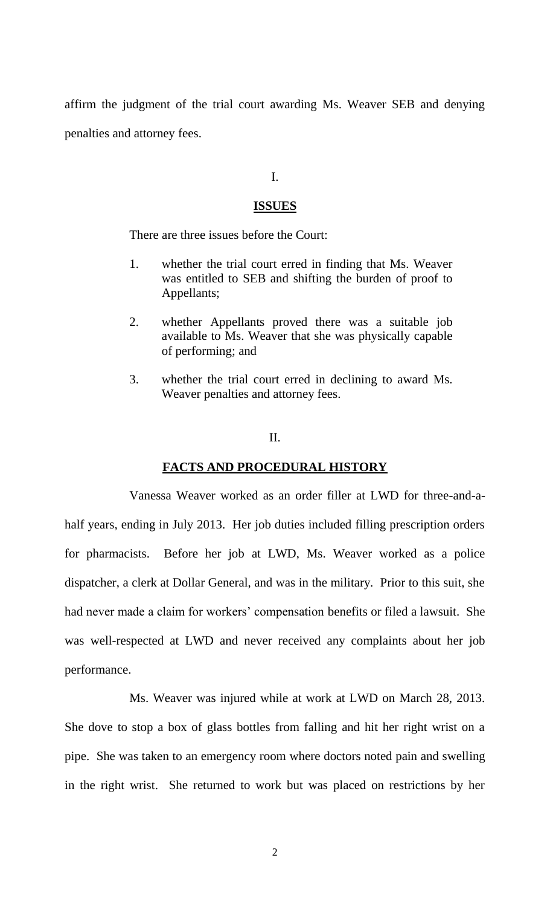affirm the judgment of the trial court awarding Ms. Weaver SEB and denying penalties and attorney fees.

## I.

## ISSUES

There are three issues before the Court:

1. whether the trial court erred in finding that Ms. Weaver was entitled to SEB and shifting the burden of proof to Appellants;
2. whether Appellants proved there was a suitable job available to Ms. Weaver that she was physically capable of performing; and
3. whether the trial court erred in declining to award Ms. Weaver penalties and attorney fees.

## II.

## FACTS AND PROCEDURAL HISTORY

Vanessa Weaver worked as an order filler at LWD for three-and-a-half years, ending in July 2013. Her job duties included filling prescription orders for pharmacists. Before her job at LWD, Ms. Weaver worked as a police dispatcher, a clerk at Dollar General, and was in the military. Prior to this suit, she had never made a claim for workers' compensation benefits or filed a lawsuit. She was well-respected at LWD and never received any complaints about her job performance.

Ms. Weaver was injured while at work at LWD on March 28, 2013. She dove to stop a box of glass bottles from falling and hit her right wrist on a pipe. She was taken to an emergency room where doctors noted pain and swelling in the right wrist. She returned to work but was placed on restrictions by her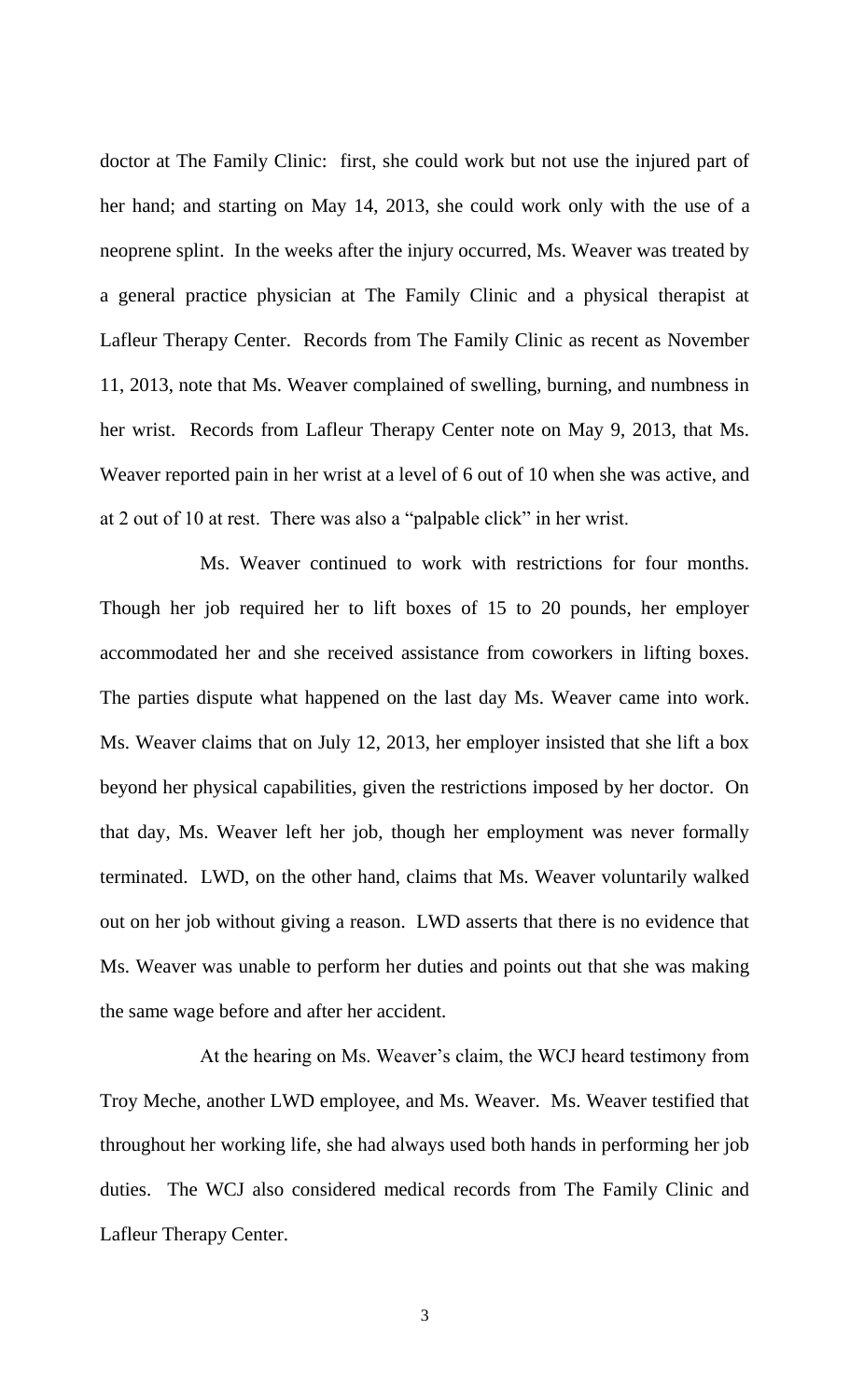doctor at The Family Clinic: first, she could work but not use the injured part of her hand; and starting on May 14, 2013, she could work only with the use of a neoprene splint. In the weeks after the injury occurred, Ms. Weaver was treated by a general practice physician at The Family Clinic and a physical therapist at Lafleur Therapy Center. Records from The Family Clinic as recent as November 11, 2013, note that Ms. Weaver complained of swelling, burning, and numbness in her wrist. Records from Lafleur Therapy Center note on May 9, 2013, that Ms. Weaver reported pain in her wrist at a level of 6 out of 10 when she was active, and at 2 out of 10 at rest. There was also a "palpable click" in her wrist.

Ms. Weaver continued to work with restrictions for four months. Though her job required her to lift boxes of 15 to 20 pounds, her employer accommodated her and she received assistance from coworkers in lifting boxes. The parties dispute what happened on the last day Ms. Weaver came into work. Ms. Weaver claims that on July 12, 2013, her employer insisted that she lift a box beyond her physical capabilities, given the restrictions imposed by her doctor. On that day, Ms. Weaver left her job, though her employment was never formally terminated. LWD, on the other hand, claims that Ms. Weaver voluntarily walked out on her job without giving a reason. LWD asserts that there is no evidence that Ms. Weaver was unable to perform her duties and points out that she was making the same wage before and after her accident.

At the hearing on Ms. Weaver's claim, the WCJ heard testimony from Troy Meche, another LWD employee, and Ms. Weaver. Ms. Weaver testified that throughout her working life, she had always used both hands in performing her job duties. The WCJ also considered medical records from The Family Clinic and Lafleur Therapy Center.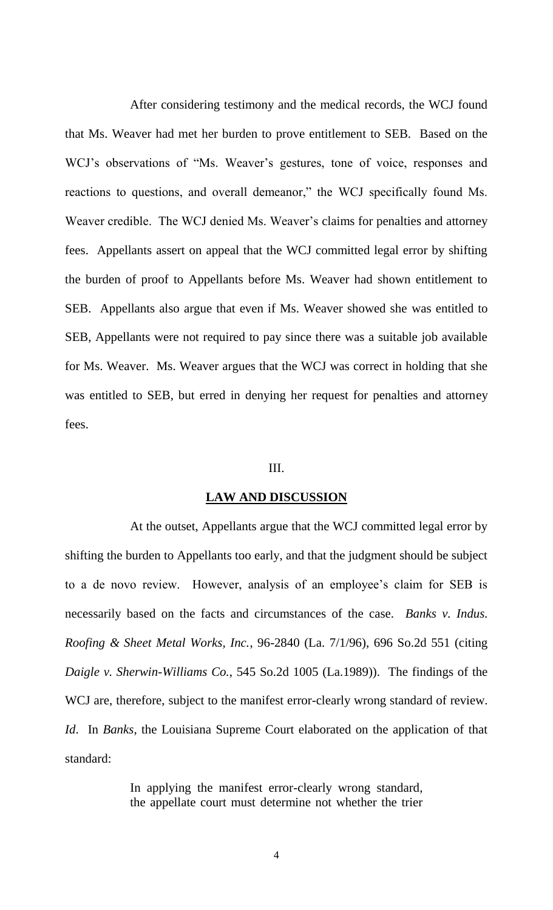After considering testimony and the medical records, the WCJ found that Ms. Weaver had met her burden to prove entitlement to SEB. Based on the WCJ's observations of "Ms. Weaver's gestures, tone of voice, responses and reactions to questions, and overall demeanor," the WCJ specifically found Ms. Weaver credible. The WCJ denied Ms. Weaver's claims for penalties and attorney fees. Appellants assert on appeal that the WCJ committed legal error by shifting the burden of proof to Appellants before Ms. Weaver had shown entitlement to SEB. Appellants also argue that even if Ms. Weaver showed she was entitled to SEB, Appellants were not required to pay since there was a suitable job available for Ms. Weaver. Ms. Weaver argues that the WCJ was correct in holding that she was entitled to SEB, but erred in denying her request for penalties and attorney fees.

## III.

## **LAW AND DISCUSSION**

At the outset, Appellants argue that the WCJ committed legal error by shifting the burden to Appellants too early, and that the judgment should be subject to a de novo review. However, analysis of an employee's claim for SEB is necessarily based on the facts and circumstances of the case. *Banks v. Indus. Roofing & Sheet Metal Works, Inc.*, 96-2840 (La. 7/1/96), 696 So.2d 551 (citing *Daigle v. Sherwin-Williams Co.*, 545 So.2d 1005 (La.1989)). The findings of the WCJ are, therefore, subject to the manifest error-clearly wrong standard of review. *Id*. In *Banks*, the Louisiana Supreme Court elaborated on the application of that standard:

> In applying the manifest error-clearly wrong standard, the appellate court must determine not whether the trier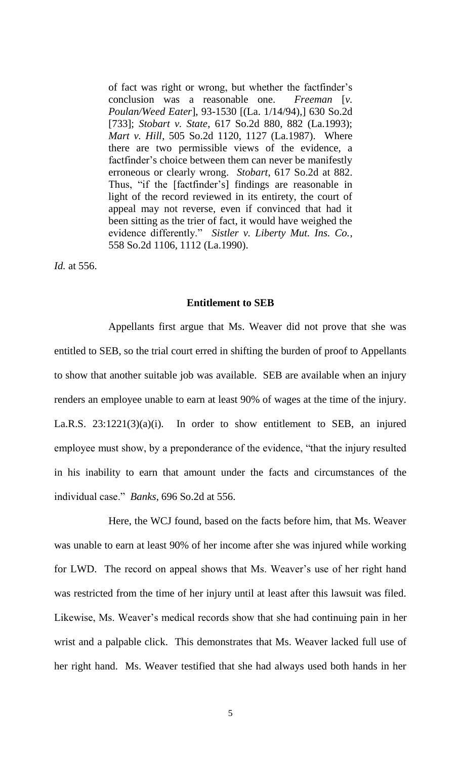> of fact was right or wrong, but whether the factfinder's conclusion was a reasonable one. *Freeman* [*v. Poulan/Weed Eater*], 93-1530 [(La. 1/14/94),] 630 So.2d [733]; *Stobart v. State*, 617 So.2d 880, 882 (La.1993); *Mart v. Hill*, 505 So.2d 1120, 1127 (La.1987). Where there are two permissible views of the evidence, a factfinder's choice between them can never be manifestly erroneous or clearly wrong. *Stobart*, 617 So.2d at 882. Thus, "if the [factfinder's] findings are reasonable in light of the record reviewed in its entirety, the court of appeal may not reverse, even if convinced that had it been sitting as the trier of fact, it would have weighed the evidence differently." *Sistler v. Liberty Mut. Ins. Co.*, 558 So.2d 1106, 1112 (La.1990).

*Id.* at 556.

## Entitlement to SEB

Appellants first argue that Ms. Weaver did not prove that she was entitled to SEB, so the trial court erred in shifting the burden of proof to Appellants to show that another suitable job was available. SEB are available when an injury renders an employee unable to earn at least 90% of wages at the time of the injury. La.R.S. 23:1221(3)(a)(i). In order to show entitlement to SEB, an injured employee must show, by a preponderance of the evidence, "that the injury resulted in his inability to earn that amount under the facts and circumstances of the individual case." *Banks*, 696 So.2d at 556.

Here, the WCJ found, based on the facts before him, that Ms. Weaver was unable to earn at least 90% of her income after she was injured while working for LWD. The record on appeal shows that Ms. Weaver's use of her right hand was restricted from the time of her injury until at least after this lawsuit was filed. Likewise, Ms. Weaver's medical records show that she had continuing pain in her wrist and a palpable click. This demonstrates that Ms. Weaver lacked full use of her right hand. Ms. Weaver testified that she had always used both hands in her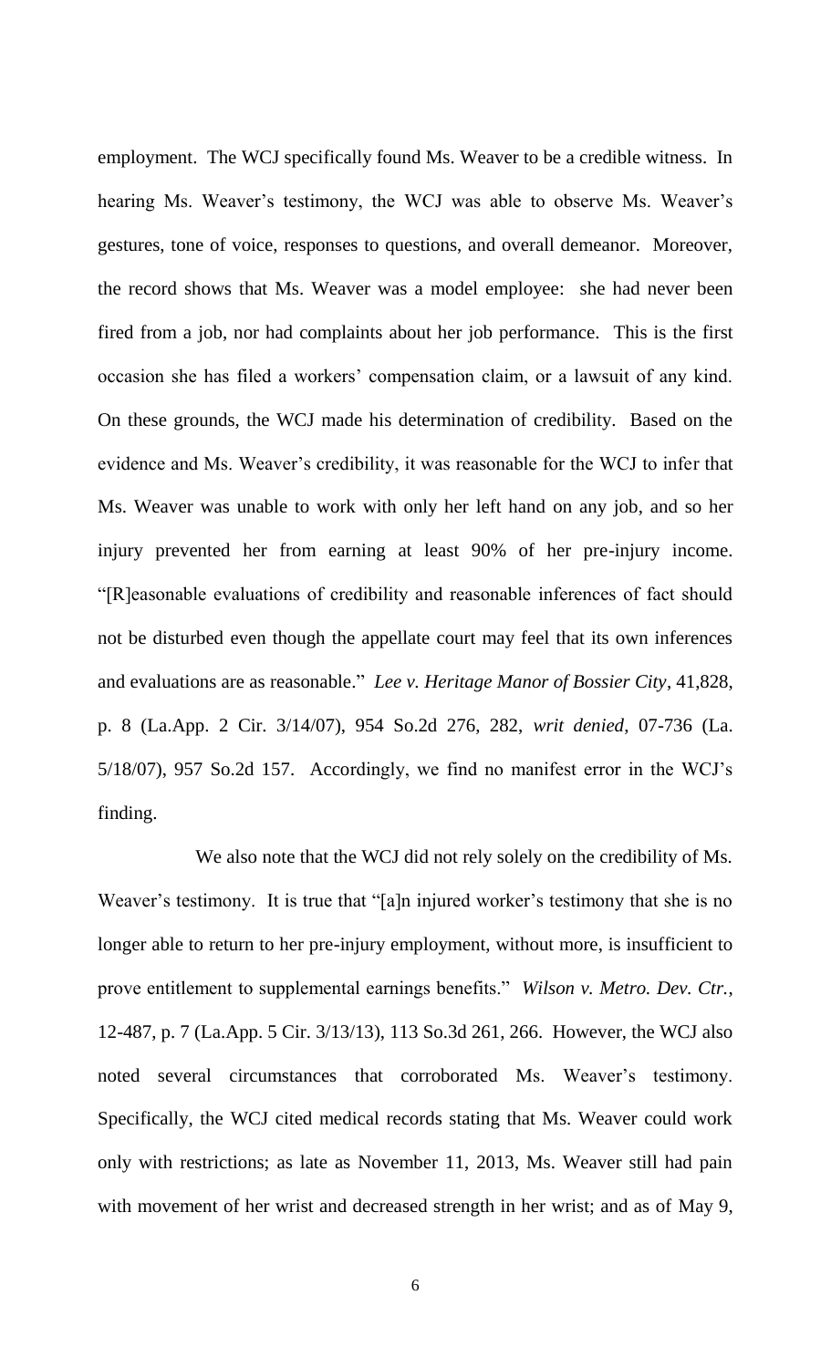employment. The WCJ specifically found Ms. Weaver to be a credible witness. In hearing Ms. Weaver's testimony, the WCJ was able to observe Ms. Weaver's gestures, tone of voice, responses to questions, and overall demeanor. Moreover, the record shows that Ms. Weaver was a model employee: she had never been fired from a job, nor had complaints about her job performance. This is the first occasion she has filed a workers' compensation claim, or a lawsuit of any kind. On these grounds, the WCJ made his determination of credibility. Based on the evidence and Ms. Weaver's credibility, it was reasonable for the WCJ to infer that Ms. Weaver was unable to work with only her left hand on any job, and so her injury prevented her from earning at least 90% of her pre-injury income. "[R]easonable evaluations of credibility and reasonable inferences of fact should not be disturbed even though the appellate court may feel that its own inferences and evaluations are as reasonable." *Lee v. Heritage Manor of Bossier City*, 41,828, p. 8 (La.App. 2 Cir. 3/14/07), 954 So.2d 276, 282, *writ denied*, 07-736 (La. 5/18/07), 957 So.2d 157. Accordingly, we find no manifest error in the WCJ's finding.

We also note that the WCJ did not rely solely on the credibility of Ms. Weaver's testimony. It is true that "[a]n injured worker's testimony that she is no longer able to return to her pre-injury employment, without more, is insufficient to prove entitlement to supplemental earnings benefits." *Wilson v. Metro. Dev. Ctr.*, 12-487, p. 7 (La.App. 5 Cir. 3/13/13), 113 So.3d 261, 266. However, the WCJ also noted several circumstances that corroborated Ms. Weaver's testimony. Specifically, the WCJ cited medical records stating that Ms. Weaver could work only with restrictions; as late as November 11, 2013, Ms. Weaver still had pain with movement of her wrist and decreased strength in her wrist; and as of May 9,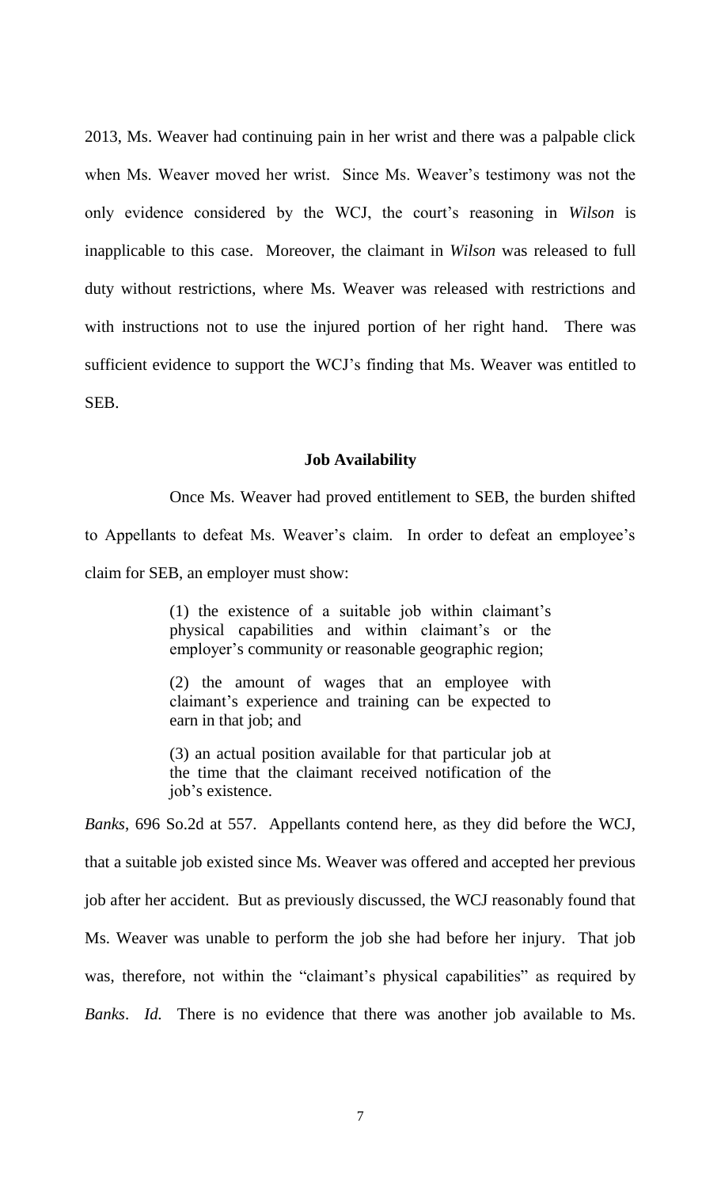2013, Ms. Weaver had continuing pain in her wrist and there was a palpable click when Ms. Weaver moved her wrist. Since Ms. Weaver's testimony was not the only evidence considered by the WCJ, the court's reasoning in *Wilson* is inapplicable to this case. Moreover, the claimant in *Wilson* was released to full duty without restrictions, where Ms. Weaver was released with restrictions and with instructions not to use the injured portion of her right hand. There was sufficient evidence to support the WCJ's finding that Ms. Weaver was entitled to SEB.

## Job Availability

Once Ms. Weaver had proved entitlement to SEB, the burden shifted to Appellants to defeat Ms. Weaver's claim. In order to defeat an employee's claim for SEB, an employer must show:

> (1) the existence of a suitable job within claimant's physical capabilities and within claimant's or the employer's community or reasonable geographic region;
>
> (2) the amount of wages that an employee with claimant's experience and training can be expected to earn in that job; and
>
> (3) an actual position available for that particular job at the time that the claimant received notification of the job's existence.

*Banks*, 696 So.2d at 557. Appellants contend here, as they did before the WCJ, that a suitable job existed since Ms. Weaver was offered and accepted her previous job after her accident. But as previously discussed, the WCJ reasonably found that Ms. Weaver was unable to perform the job she had before her injury. That job was, therefore, not within the "claimant's physical capabilities" as required by *Banks*. *Id.* There is no evidence that there was another job available to Ms.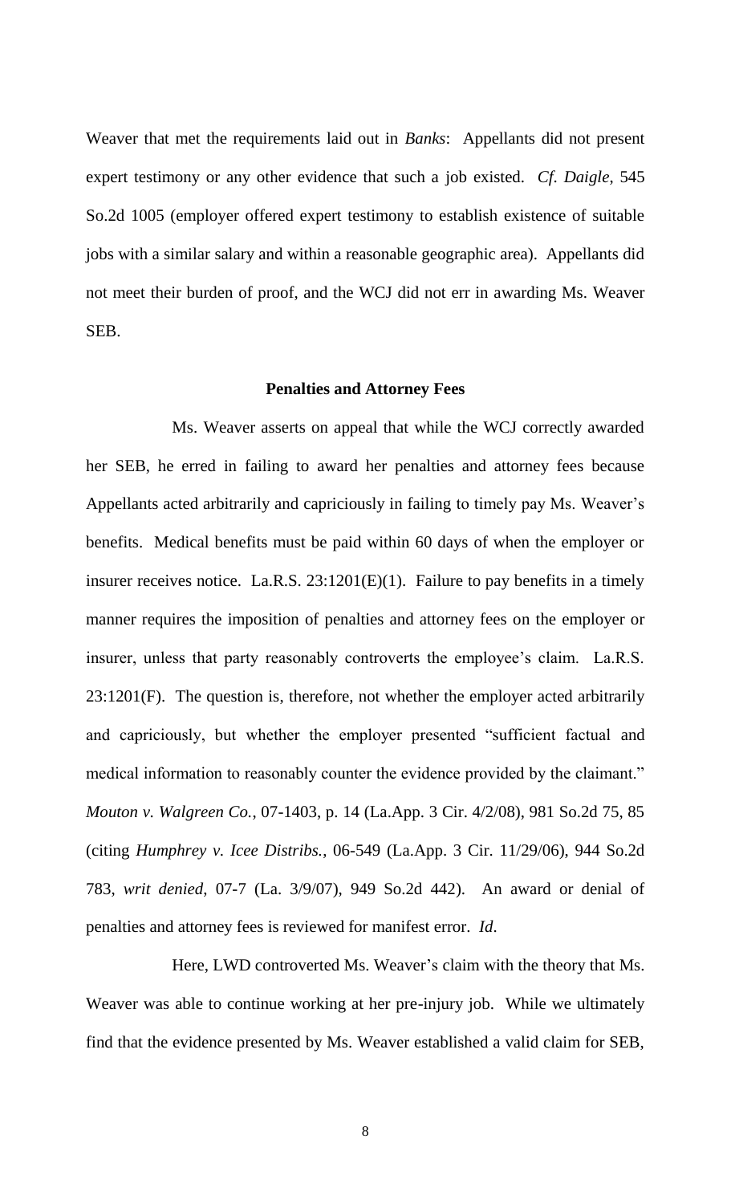Weaver that met the requirements laid out in *Banks*: Appellants did not present expert testimony or any other evidence that such a job existed. *Cf. Daigle*, 545 So.2d 1005 (employer offered expert testimony to establish existence of suitable jobs with a similar salary and within a reasonable geographic area). Appellants did not meet their burden of proof, and the WCJ did not err in awarding Ms. Weaver SEB.

**Penalties and Attorney Fees**

Ms. Weaver asserts on appeal that while the WCJ correctly awarded her SEB, he erred in failing to award her penalties and attorney fees because Appellants acted arbitrarily and capriciously in failing to timely pay Ms. Weaver's benefits. Medical benefits must be paid within 60 days of when the employer or insurer receives notice. La.R.S. 23:1201(E)(1). Failure to pay benefits in a timely manner requires the imposition of penalties and attorney fees on the employer or insurer, unless that party reasonably controverts the employee's claim. La.R.S. 23:1201(F). The question is, therefore, not whether the employer acted arbitrarily and capriciously, but whether the employer presented "sufficient factual and medical information to reasonably counter the evidence provided by the claimant." *Mouton v. Walgreen Co.*, 07-1403, p. 14 (La.App. 3 Cir. 4/2/08), 981 So.2d 75, 85 (citing *Humphrey v. Icee Distribs.*, 06-549 (La.App. 3 Cir. 11/29/06), 944 So.2d 783, *writ denied*, 07-7 (La. 3/9/07), 949 So.2d 442). An award or denial of penalties and attorney fees is reviewed for manifest error. *Id*.

Here, LWD controverted Ms. Weaver's claim with the theory that Ms. Weaver was able to continue working at her pre-injury job. While we ultimately find that the evidence presented by Ms. Weaver established a valid claim for SEB,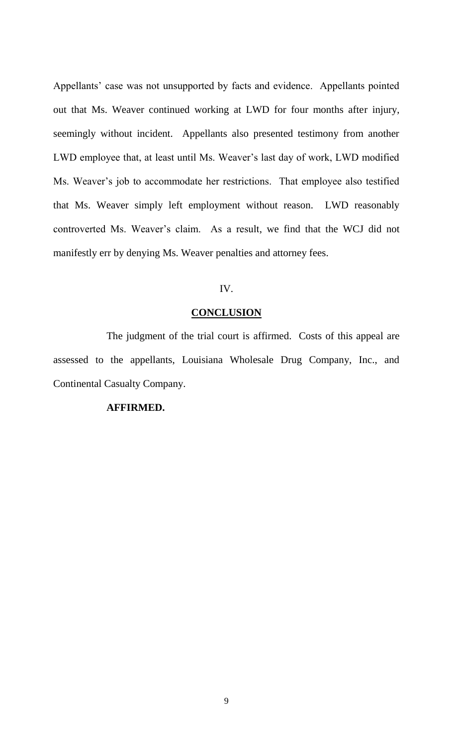Appellants' case was not unsupported by facts and evidence. Appellants pointed out that Ms. Weaver continued working at LWD for four months after injury, seemingly without incident. Appellants also presented testimony from another LWD employee that, at least until Ms. Weaver's last day of work, LWD modified Ms. Weaver's job to accommodate her restrictions. That employee also testified that Ms. Weaver simply left employment without reason. LWD reasonably controverted Ms. Weaver's claim. As a result, we find that the WCJ did not manifestly err by denying Ms. Weaver penalties and attorney fees.

## IV.

## CONCLUSION

The judgment of the trial court is affirmed. Costs of this appeal are assessed to the appellants, Louisiana Wholesale Drug Company, Inc., and Continental Casualty Company.

**AFFIRMED.**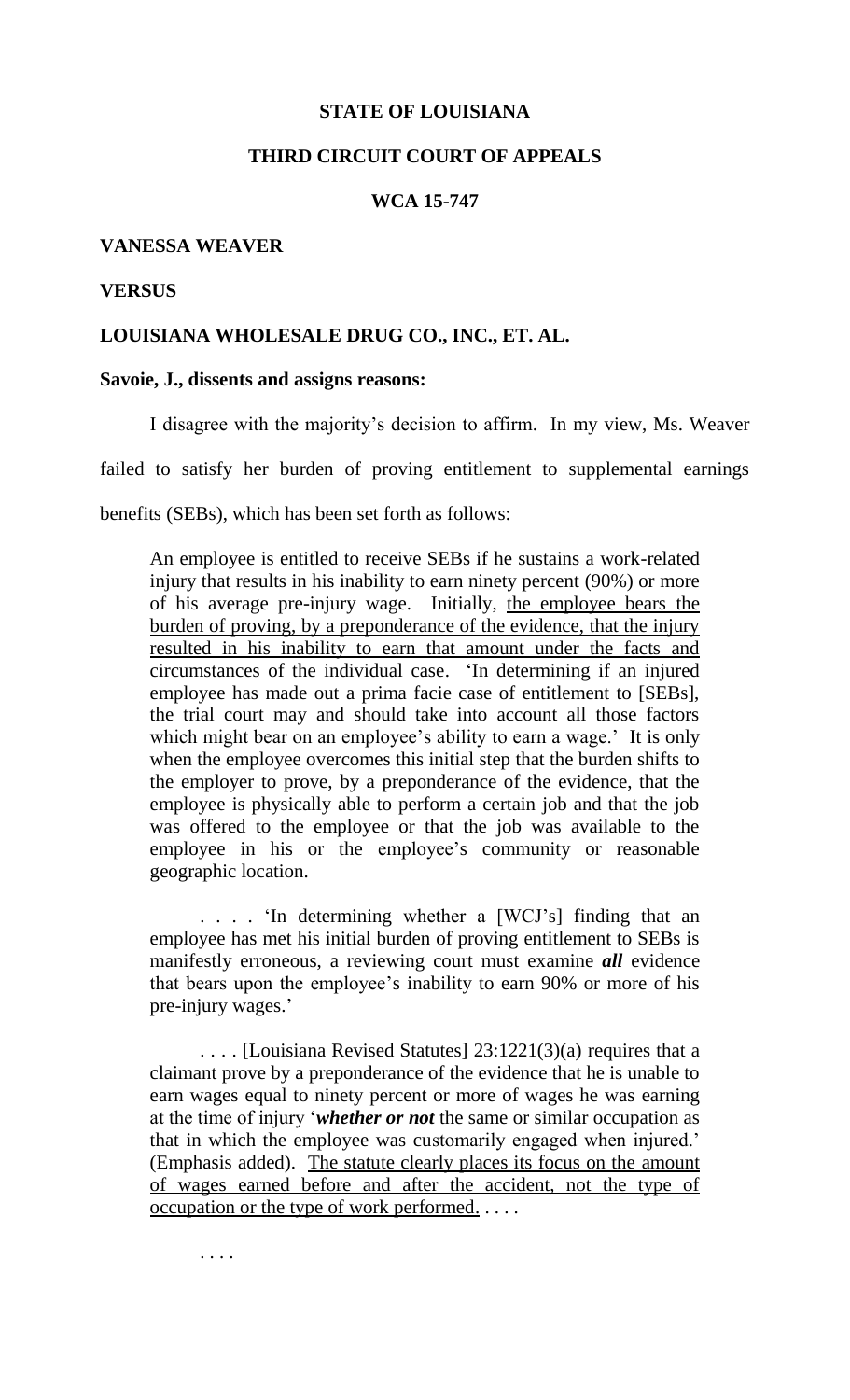**STATE OF LOUISIANA**

**THIRD CIRCUIT COURT OF APPEALS**

**WCA 15-747**

**VANESSA WEAVER**

**VERSUS**

**LOUISIANA WHOLESALE DRUG CO., INC., ET. AL.**

**Savoie, J., dissents and assigns reasons:**

I disagree with the majority's decision to affirm. In my view, Ms. Weaver failed to satisfy her burden of proving entitlement to supplemental earnings benefits (SEBs), which has been set forth as follows:

> An employee is entitled to receive SEBs if he sustains a work-related injury that results in his inability to earn ninety percent (90%) or more of his average pre-injury wage. Initially, <u>the employee bears the burden of proving, by a preponderance of the evidence, that the injury resulted in his inability to earn that amount under the facts and circumstances of the individual case</u>. 'In determining if an injured employee has made out a prima facie case of entitlement to [SEBs], the trial court may and should take into account all those factors which might bear on an employee's ability to earn a wage.' It is only when the employee overcomes this initial step that the burden shifts to the employer to prove, by a preponderance of the evidence, that the employee is physically able to perform a certain job and that the job was offered to the employee or that the job was available to the employee in his or the employee's community or reasonable geographic location.
>
> . . . . 'In determining whether a [WCJ's] finding that an employee has met his initial burden of proving entitlement to SEBs is manifestly erroneous, a reviewing court must examine ***all*** evidence that bears upon the employee's inability to earn 90% or more of his pre-injury wages.'
>
> . . . . [Louisiana Revised Statutes] 23:1221(3)(a) requires that a claimant prove by a preponderance of the evidence that he is unable to earn wages equal to ninety percent or more of wages he was earning at the time of injury '***whether or not*** the same or similar occupation as that in which the employee was customarily engaged when injured.' (Emphasis added). <u>The statute clearly places its focus on the amount of wages earned before and after the accident, not the type of occupation or the type of work performed.</u> . . . .
>
> . . . .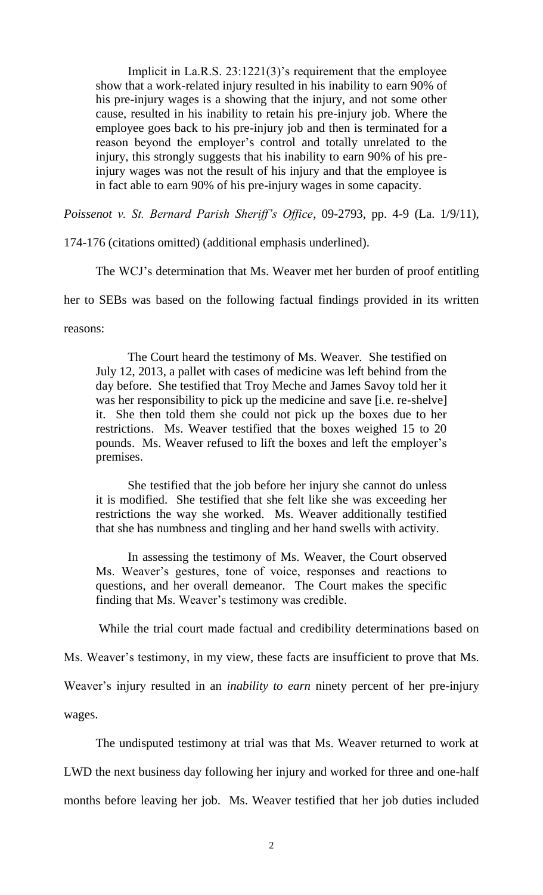> Implicit in La.R.S. 23:1221(3)'s requirement that the employee show that a work-related injury resulted in his inability to earn 90% of his pre-injury wages is a showing that the injury, and not some other cause, resulted in his inability to retain his pre-injury job. Where the employee goes back to his pre-injury job and then is terminated for a reason beyond the employer's control and totally unrelated to the injury, this strongly suggests that his inability to earn 90% of his pre-injury wages was not the result of his injury and that the employee is in fact able to earn 90% of his pre-injury wages in some capacity.

*Poissenot v. St. Bernard Parish Sheriff's Office*, 09-2793, pp. 4-9 (La. 1/9/11), 174-176 (citations omitted) (additional emphasis underlined).

The WCJ's determination that Ms. Weaver met her burden of proof entitling her to SEBs was based on the following factual findings provided in its written reasons:

> The Court heard the testimony of Ms. Weaver. She testified on July 12, 2013, a pallet with cases of medicine was left behind from the day before. She testified that Troy Meche and James Savoy told her it was her responsibility to pick up the medicine and save [i.e. re-shelve] it. She then told them she could not pick up the boxes due to her restrictions. Ms. Weaver testified that the boxes weighed 15 to 20 pounds. Ms. Weaver refused to lift the boxes and left the employer's premises.
>
> She testified that the job before her injury she cannot do unless it is modified. She testified that she felt like she was exceeding her restrictions the way she worked. Ms. Weaver additionally testified that she has numbness and tingling and her hand swells with activity.
>
> In assessing the testimony of Ms. Weaver, the Court observed Ms. Weaver's gestures, tone of voice, responses and reactions to questions, and her overall demeanor. The Court makes the specific finding that Ms. Weaver's testimony was credible.

While the trial court made factual and credibility determinations based on Ms. Weaver's testimony, in my view, these facts are insufficient to prove that Ms. Weaver's injury resulted in an *inability to earn* ninety percent of her pre-injury wages.

The undisputed testimony at trial was that Ms. Weaver returned to work at LWD the next business day following her injury and worked for three and one-half months before leaving her job. Ms. Weaver testified that her job duties included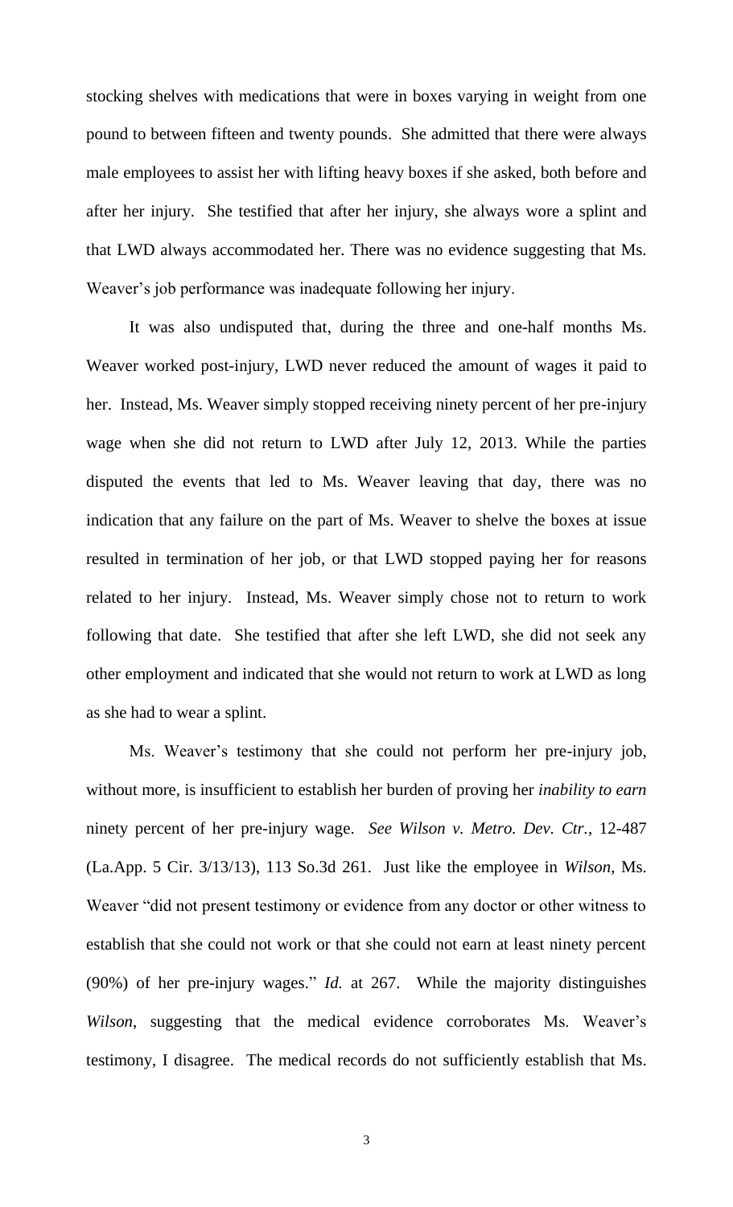stocking shelves with medications that were in boxes varying in weight from one pound to between fifteen and twenty pounds. She admitted that there were always male employees to assist her with lifting heavy boxes if she asked, both before and after her injury. She testified that after her injury, she always wore a splint and that LWD always accommodated her. There was no evidence suggesting that Ms. Weaver's job performance was inadequate following her injury.

It was also undisputed that, during the three and one-half months Ms. Weaver worked post-injury, LWD never reduced the amount of wages it paid to her. Instead, Ms. Weaver simply stopped receiving ninety percent of her pre-injury wage when she did not return to LWD after July 12, 2013. While the parties disputed the events that led to Ms. Weaver leaving that day, there was no indication that any failure on the part of Ms. Weaver to shelve the boxes at issue resulted in termination of her job, or that LWD stopped paying her for reasons related to her injury. Instead, Ms. Weaver simply chose not to return to work following that date. She testified that after she left LWD, she did not seek any other employment and indicated that she would not return to work at LWD as long as she had to wear a splint.

Ms. Weaver's testimony that she could not perform her pre-injury job, without more, is insufficient to establish her burden of proving her *inability to earn* ninety percent of her pre-injury wage. *See Wilson v. Metro. Dev. Ctr.*, 12-487 (La.App. 5 Cir. 3/13/13), 113 So.3d 261. Just like the employee in *Wilson*, Ms. Weaver "did not present testimony or evidence from any doctor or other witness to establish that she could not work or that she could not earn at least ninety percent (90%) of her pre-injury wages." *Id.* at 267. While the majority distinguishes *Wilson*, suggesting that the medical evidence corroborates Ms. Weaver's testimony, I disagree. The medical records do not sufficiently establish that Ms.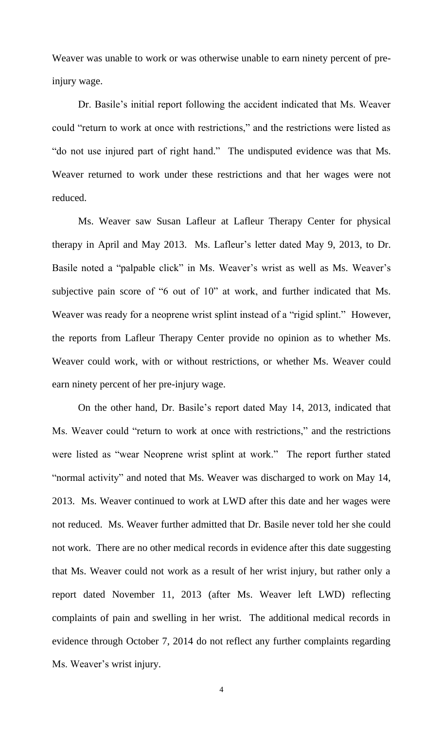Weaver was unable to work or was otherwise unable to earn ninety percent of pre-injury wage.

Dr. Basile's initial report following the accident indicated that Ms. Weaver could "return to work at once with restrictions," and the restrictions were listed as "do not use injured part of right hand." The undisputed evidence was that Ms. Weaver returned to work under these restrictions and that her wages were not reduced.

Ms. Weaver saw Susan Lafleur at Lafleur Therapy Center for physical therapy in April and May 2013. Ms. Lafleur's letter dated May 9, 2013, to Dr. Basile noted a "palpable click" in Ms. Weaver's wrist as well as Ms. Weaver's subjective pain score of "6 out of 10" at work, and further indicated that Ms. Weaver was ready for a neoprene wrist splint instead of a "rigid splint." However, the reports from Lafleur Therapy Center provide no opinion as to whether Ms. Weaver could work, with or without restrictions, or whether Ms. Weaver could earn ninety percent of her pre-injury wage.

On the other hand, Dr. Basile's report dated May 14, 2013, indicated that Ms. Weaver could "return to work at once with restrictions," and the restrictions were listed as "wear Neoprene wrist splint at work." The report further stated "normal activity" and noted that Ms. Weaver was discharged to work on May 14, 2013. Ms. Weaver continued to work at LWD after this date and her wages were not reduced. Ms. Weaver further admitted that Dr. Basile never told her she could not work. There are no other medical records in evidence after this date suggesting that Ms. Weaver could not work as a result of her wrist injury, but rather only a report dated November 11, 2013 (after Ms. Weaver left LWD) reflecting complaints of pain and swelling in her wrist. The additional medical records in evidence through October 7, 2014 do not reflect any further complaints regarding Ms. Weaver's wrist injury.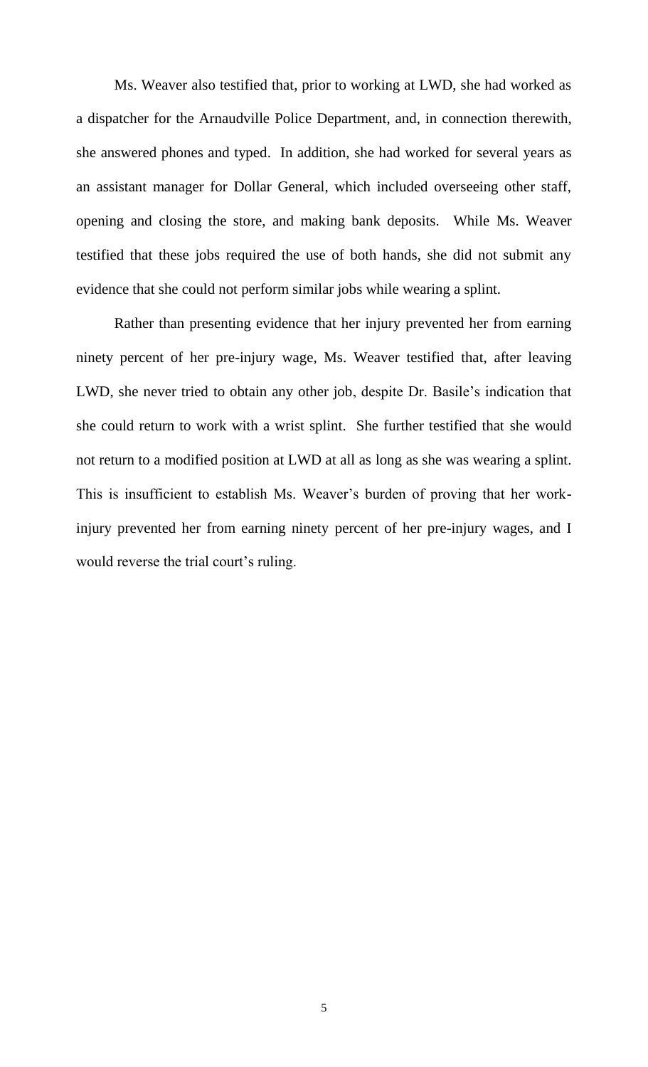Ms. Weaver also testified that, prior to working at LWD, she had worked as a dispatcher for the Arnaudville Police Department, and, in connection therewith, she answered phones and typed. In addition, she had worked for several years as an assistant manager for Dollar General, which included overseeing other staff, opening and closing the store, and making bank deposits. While Ms. Weaver testified that these jobs required the use of both hands, she did not submit any evidence that she could not perform similar jobs while wearing a splint.

Rather than presenting evidence that her injury prevented her from earning ninety percent of her pre-injury wage, Ms. Weaver testified that, after leaving LWD, she never tried to obtain any other job, despite Dr. Basile's indication that she could return to work with a wrist splint. She further testified that she would not return to a modified position at LWD at all as long as she was wearing a splint. This is insufficient to establish Ms. Weaver's burden of proving that her work-injury prevented her from earning ninety percent of her pre-injury wages, and I would reverse the trial court's ruling.